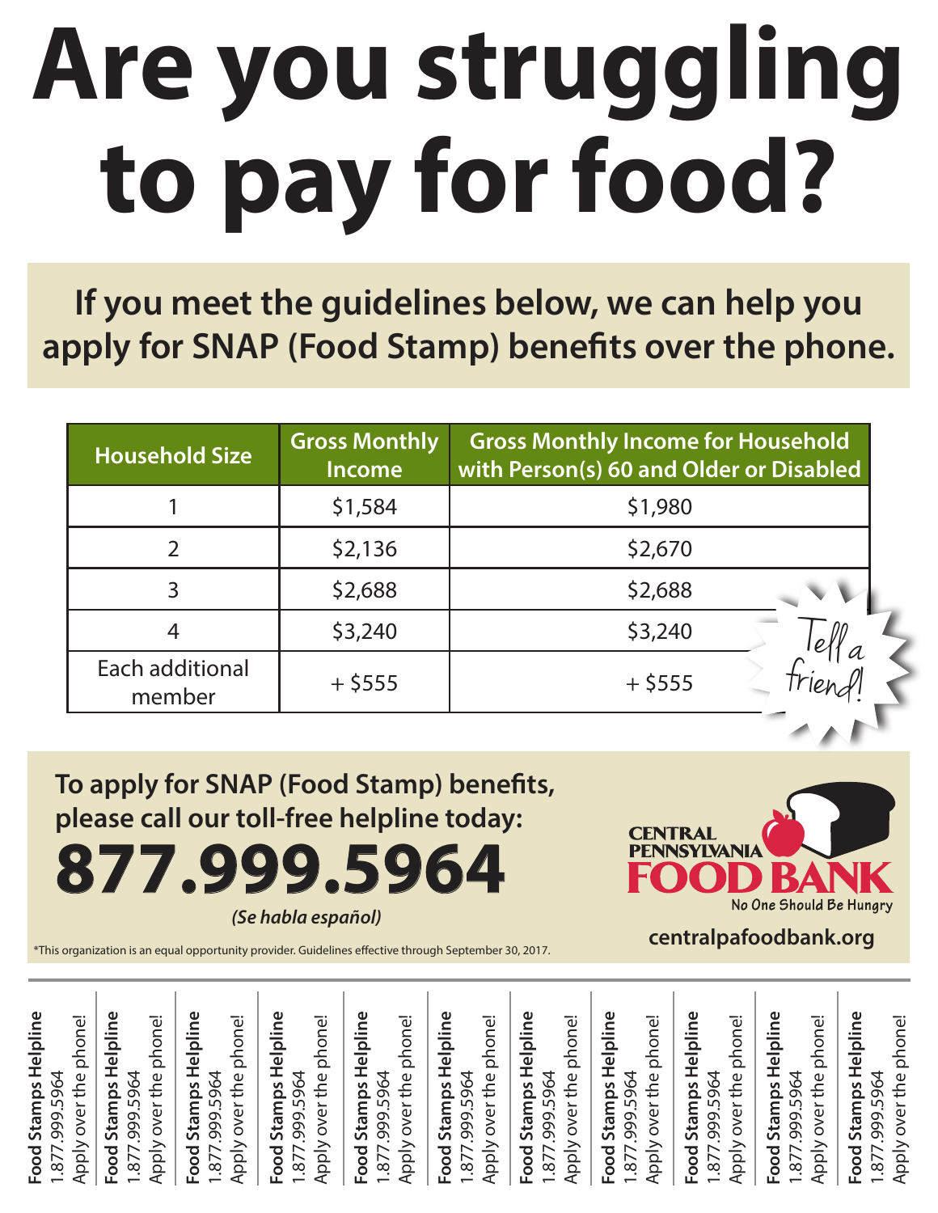# Are you struggling to pay for food?

**If you meet the guidelines below, we can help you apply for SNAP (Food Stamp) benefits over the phone.**

| Household Size | Gross Monthly Income | Gross Monthly Income for Household with Person(s) 60 and Older or Disabled |
|---|---|---|
| 1 | $1,584 | $1,980 |
| 2 | $2,136 | $2,670 |
| 3 | $2,688 | $2,688 |
| 4 | $3,240 | $3,240 |
| Each additional member | + $555 | + $555 |

Tell a friend!

**To apply for SNAP (Food Stamp) benefits, please call our toll-free helpline today:**

# 877.999.5964

***(Se habla español)***

CENTRAL PENNSYLVANIA FOOD BANK
No One Should Be Hungry

**centralpafoodbank.org**

*This organization is an equal opportunity provider. Guidelines effective through September 30, 2017.

**Food Stamps Helpline**
1.877.999.5964
Apply over the phone!

**Food Stamps Helpline**
1.877.999.5964
Apply over the phone!

**Food Stamps Helpline**
1.877.999.5964
Apply over the phone!

**Food Stamps Helpline**
1.877.999.5964
Apply over the phone!

**Food Stamps Helpline**
1.877.999.5964
Apply over the phone!

**Food Stamps Helpline**
1.877.999.5964
Apply over the phone!

**Food Stamps Helpline**
1.877.999.5964
Apply over the phone!

**Food Stamps Helpline**
1.877.999.5964
Apply over the phone!

**Food Stamps Helpline**
1.877.999.5964
Apply over the phone!

**Food Stamps Helpline**
1.877.999.5964
Apply over the phone!

**Food Stamps Helpline**
1.877.999.5964
Apply over the phone!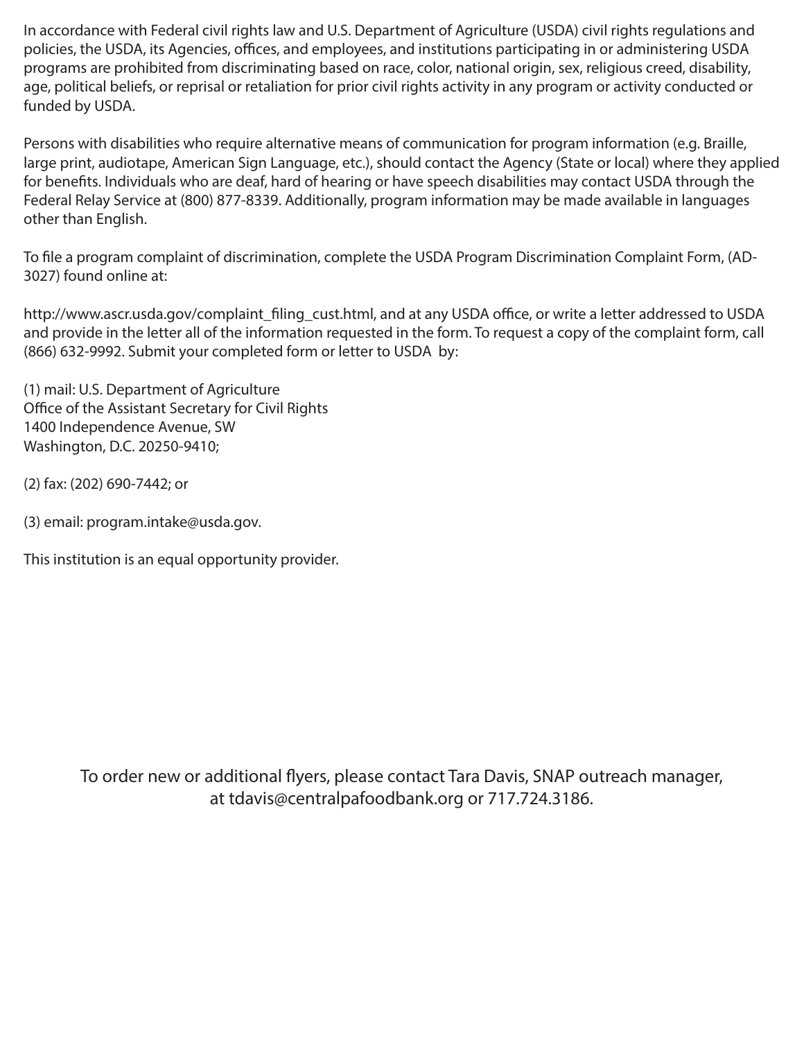In accordance with Federal civil rights law and U.S. Department of Agriculture (USDA) civil rights regulations and policies, the USDA, its Agencies, offices, and employees, and institutions participating in or administering USDA programs are prohibited from discriminating based on race, color, national origin, sex, religious creed, disability, age, political beliefs, or reprisal or retaliation for prior civil rights activity in any program or activity conducted or funded by USDA.

Persons with disabilities who require alternative means of communication for program information (e.g. Braille, large print, audiotape, American Sign Language, etc.), should contact the Agency (State or local) where they applied for benefits. Individuals who are deaf, hard of hearing or have speech disabilities may contact USDA through the Federal Relay Service at (800) 877-8339. Additionally, program information may be made available in languages other than English.

To file a program complaint of discrimination, complete the USDA Program Discrimination Complaint Form, (AD-3027) found online at:

http://www.ascr.usda.gov/complaint_filing_cust.html, and at any USDA office, or write a letter addressed to USDA and provide in the letter all of the information requested in the form. To request a copy of the complaint form, call (866) 632-9992. Submit your completed form or letter to USDA by:

(1) mail: U.S. Department of Agriculture
Office of the Assistant Secretary for Civil Rights
1400 Independence Avenue, SW
Washington, D.C. 20250-9410;

(2) fax: (202) 690-7442; or

(3) email: program.intake@usda.gov.

This institution is an equal opportunity provider.

To order new or additional flyers, please contact Tara Davis, SNAP outreach manager, at tdavis@centralpafoodbank.org or 717.724.3186.